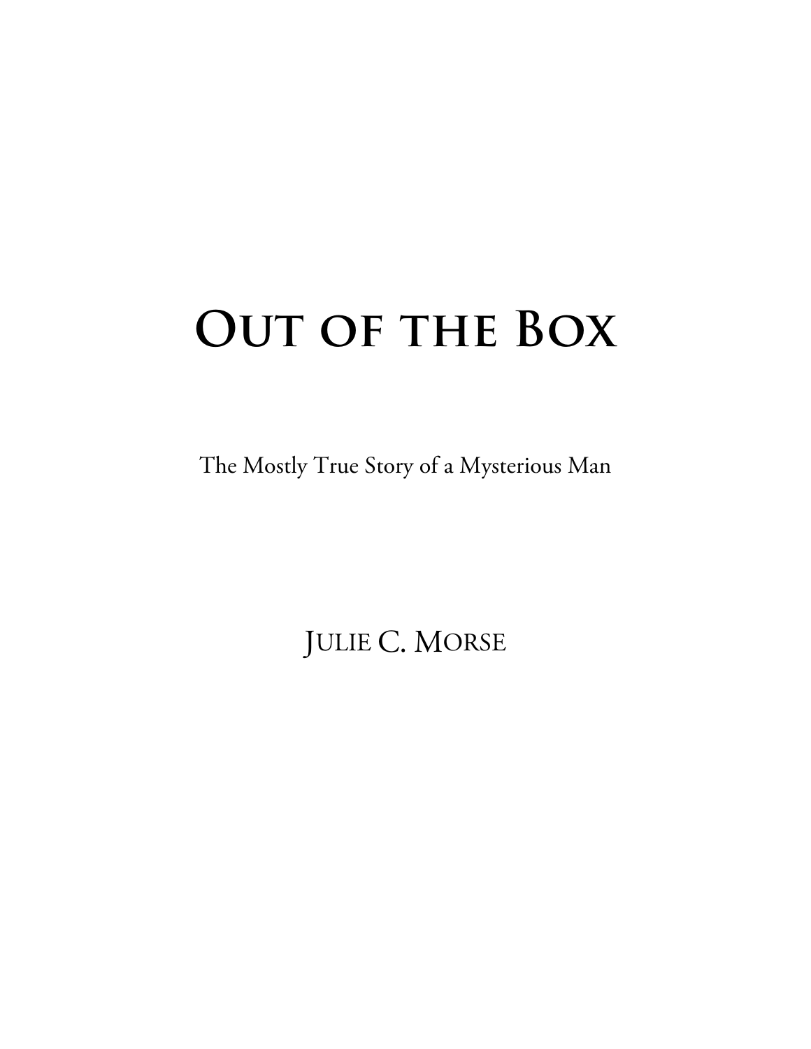# Out of the Box

The Mostly True Story of a Mysterious Man

Julie C. Morse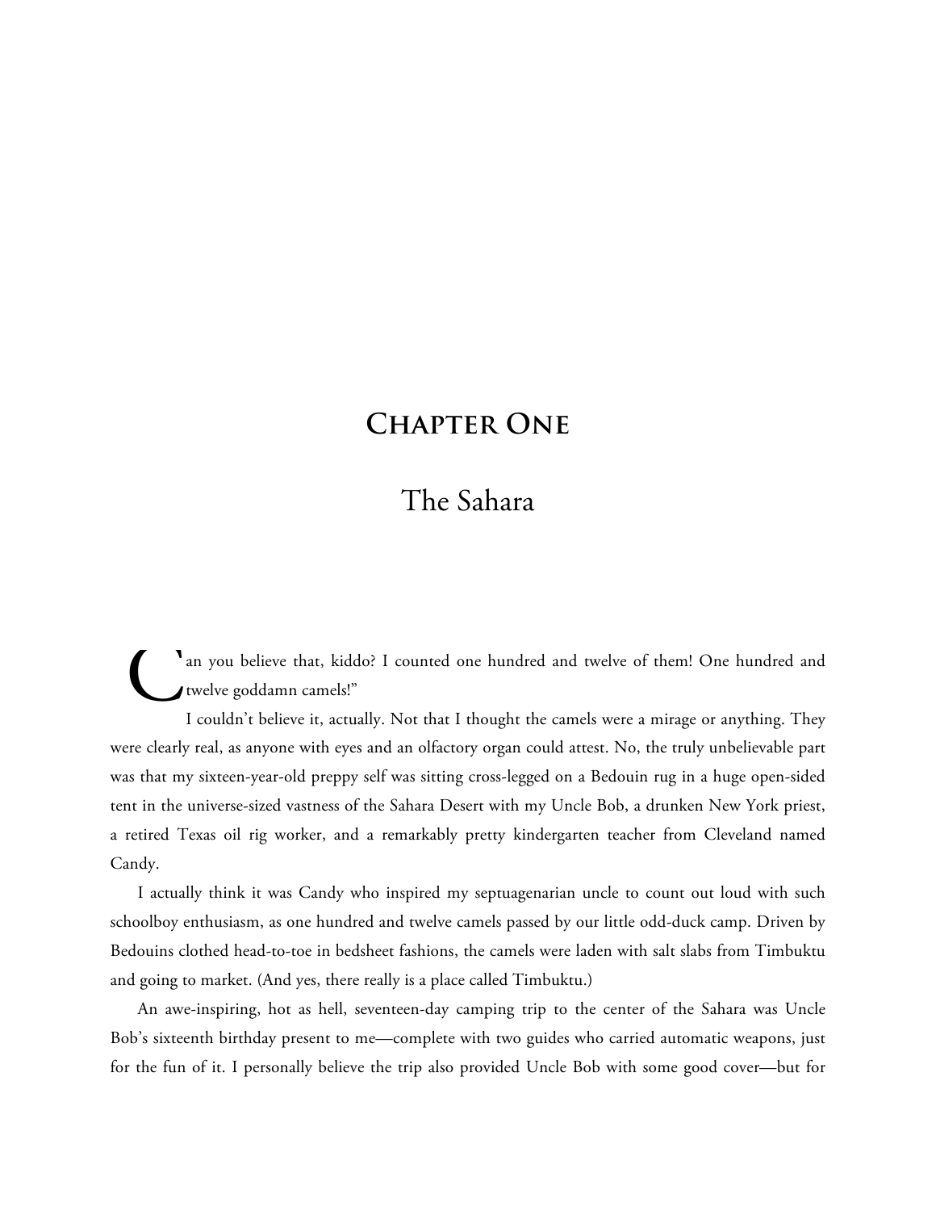# Chapter One

## The Sahara

"Can you believe that, kiddo? I counted one hundred and twelve of them! One hundred and twelve goddamn camels!"

I couldn't believe it, actually. Not that I thought the camels were a mirage or anything. They were clearly real, as anyone with eyes and an olfactory organ could attest. No, the truly unbelievable part was that my sixteen-year-old preppy self was sitting cross-legged on a Bedouin rug in a huge open-sided tent in the universe-sized vastness of the Sahara Desert with my Uncle Bob, a drunken New York priest, a retired Texas oil rig worker, and a remarkably pretty kindergarten teacher from Cleveland named Candy.

I actually think it was Candy who inspired my septuagenarian uncle to count out loud with such schoolboy enthusiasm, as one hundred and twelve camels passed by our little odd-duck camp. Driven by Bedouins clothed head-to-toe in bedsheet fashions, the camels were laden with salt slabs from Timbuktu and going to market. (And yes, there really is a place called Timbuktu.)

An awe-inspiring, hot as hell, seventeen-day camping trip to the center of the Sahara was Uncle Bob's sixteenth birthday present to me—complete with two guides who carried automatic weapons, just for the fun of it. I personally believe the trip also provided Uncle Bob with some good cover—but for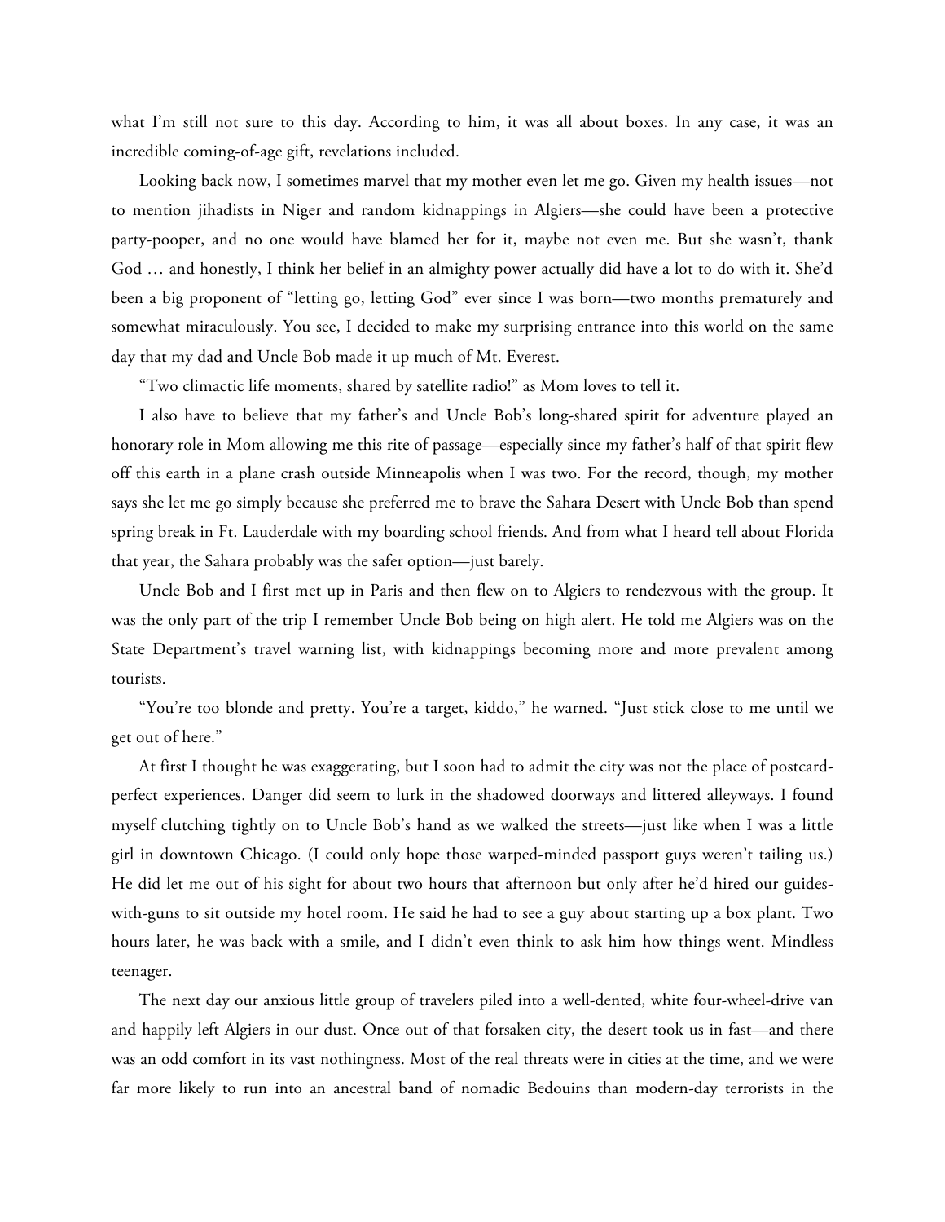what I'm still not sure to this day. According to him, it was all about boxes. In any case, it was an incredible coming-of-age gift, revelations included.

Looking back now, I sometimes marvel that my mother even let me go. Given my health issues—not to mention jihadists in Niger and random kidnappings in Algiers—she could have been a protective party-pooper, and no one would have blamed her for it, maybe not even me. But she wasn't, thank God … and honestly, I think her belief in an almighty power actually did have a lot to do with it. She'd been a big proponent of "letting go, letting God" ever since I was born—two months prematurely and somewhat miraculously. You see, I decided to make my surprising entrance into this world on the same day that my dad and Uncle Bob made it up much of Mt. Everest.

"Two climactic life moments, shared by satellite radio!" as Mom loves to tell it.

I also have to believe that my father's and Uncle Bob's long-shared spirit for adventure played an honorary role in Mom allowing me this rite of passage—especially since my father's half of that spirit flew off this earth in a plane crash outside Minneapolis when I was two. For the record, though, my mother says she let me go simply because she preferred me to brave the Sahara Desert with Uncle Bob than spend spring break in Ft. Lauderdale with my boarding school friends. And from what I heard tell about Florida that year, the Sahara probably was the safer option—just barely.

Uncle Bob and I first met up in Paris and then flew on to Algiers to rendezvous with the group. It was the only part of the trip I remember Uncle Bob being on high alert. He told me Algiers was on the State Department's travel warning list, with kidnappings becoming more and more prevalent among tourists.

"You're too blonde and pretty. You're a target, kiddo," he warned. "Just stick close to me until we get out of here."

At first I thought he was exaggerating, but I soon had to admit the city was not the place of postcard-perfect experiences. Danger did seem to lurk in the shadowed doorways and littered alleyways. I found myself clutching tightly on to Uncle Bob's hand as we walked the streets—just like when I was a little girl in downtown Chicago. (I could only hope those warped-minded passport guys weren't tailing us.) He did let me out of his sight for about two hours that afternoon but only after he'd hired our guides-with-guns to sit outside my hotel room. He said he had to see a guy about starting up a box plant. Two hours later, he was back with a smile, and I didn't even think to ask him how things went. Mindless teenager.

The next day our anxious little group of travelers piled into a well-dented, white four-wheel-drive van and happily left Algiers in our dust. Once out of that forsaken city, the desert took us in fast—and there was an odd comfort in its vast nothingness. Most of the real threats were in cities at the time, and we were far more likely to run into an ancestral band of nomadic Bedouins than modern-day terrorists in the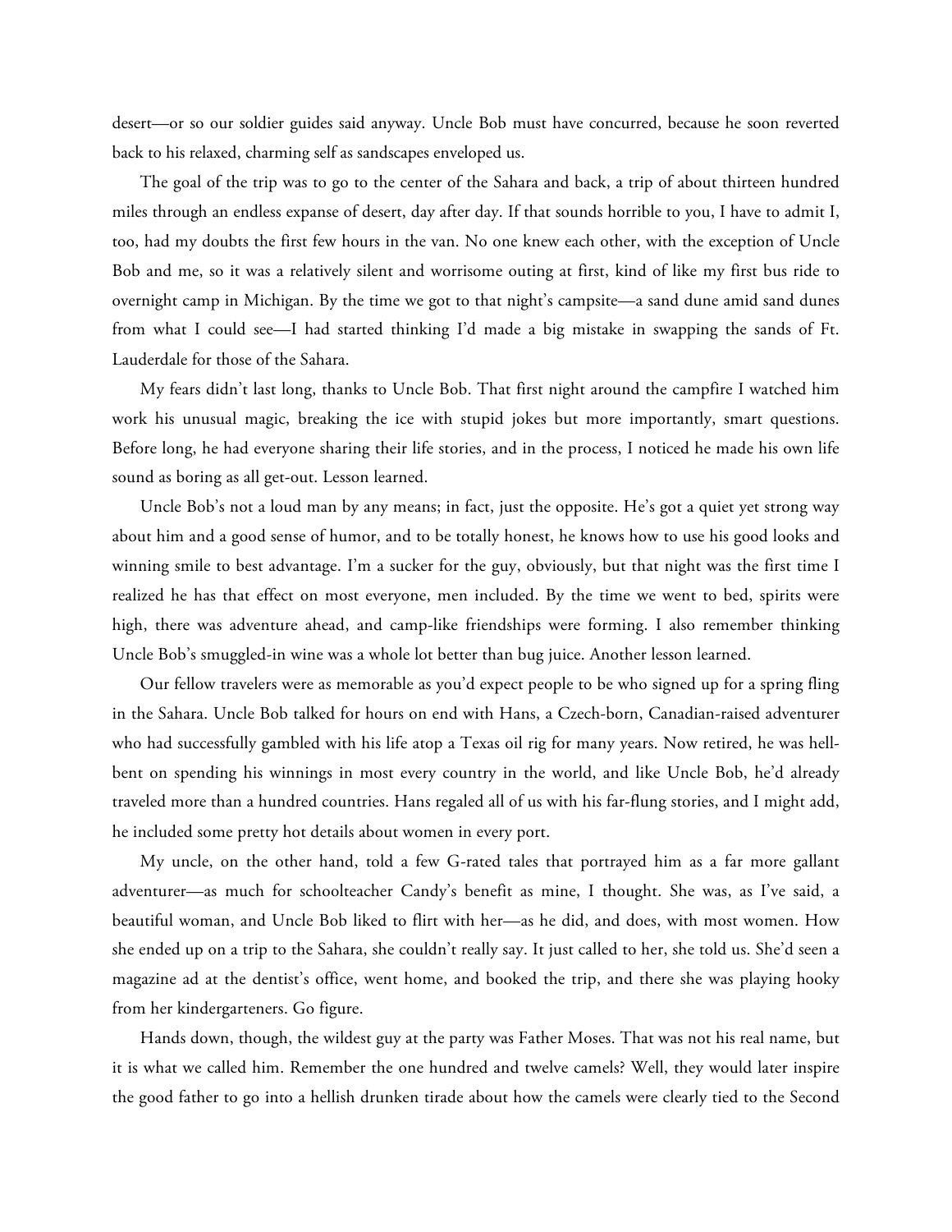desert—or so our soldier guides said anyway. Uncle Bob must have concurred, because he soon reverted back to his relaxed, charming self as sandscapes enveloped us.

The goal of the trip was to go to the center of the Sahara and back, a trip of about thirteen hundred miles through an endless expanse of desert, day after day. If that sounds horrible to you, I have to admit I, too, had my doubts the first few hours in the van. No one knew each other, with the exception of Uncle Bob and me, so it was a relatively silent and worrisome outing at first, kind of like my first bus ride to overnight camp in Michigan. By the time we got to that night's campsite—a sand dune amid sand dunes from what I could see—I had started thinking I'd made a big mistake in swapping the sands of Ft. Lauderdale for those of the Sahara.

My fears didn't last long, thanks to Uncle Bob. That first night around the campfire I watched him work his unusual magic, breaking the ice with stupid jokes but more importantly, smart questions. Before long, he had everyone sharing their life stories, and in the process, I noticed he made his own life sound as boring as all get-out. Lesson learned.

Uncle Bob's not a loud man by any means; in fact, just the opposite. He's got a quiet yet strong way about him and a good sense of humor, and to be totally honest, he knows how to use his good looks and winning smile to best advantage. I'm a sucker for the guy, obviously, but that night was the first time I realized he has that effect on most everyone, men included. By the time we went to bed, spirits were high, there was adventure ahead, and camp-like friendships were forming. I also remember thinking Uncle Bob's smuggled-in wine was a whole lot better than bug juice. Another lesson learned.

Our fellow travelers were as memorable as you'd expect people to be who signed up for a spring fling in the Sahara. Uncle Bob talked for hours on end with Hans, a Czech-born, Canadian-raised adventurer who had successfully gambled with his life atop a Texas oil rig for many years. Now retired, he was hell-bent on spending his winnings in most every country in the world, and like Uncle Bob, he'd already traveled more than a hundred countries. Hans regaled all of us with his far-flung stories, and I might add, he included some pretty hot details about women in every port.

My uncle, on the other hand, told a few G-rated tales that portrayed him as a far more gallant adventurer—as much for schoolteacher Candy's benefit as mine, I thought. She was, as I've said, a beautiful woman, and Uncle Bob liked to flirt with her—as he did, and does, with most women. How she ended up on a trip to the Sahara, she couldn't really say. It just called to her, she told us. She'd seen a magazine ad at the dentist's office, went home, and booked the trip, and there she was playing hooky from her kindergarteners. Go figure.

Hands down, though, the wildest guy at the party was Father Moses. That was not his real name, but it is what we called him. Remember the one hundred and twelve camels? Well, they would later inspire the good father to go into a hellish drunken tirade about how the camels were clearly tied to the Second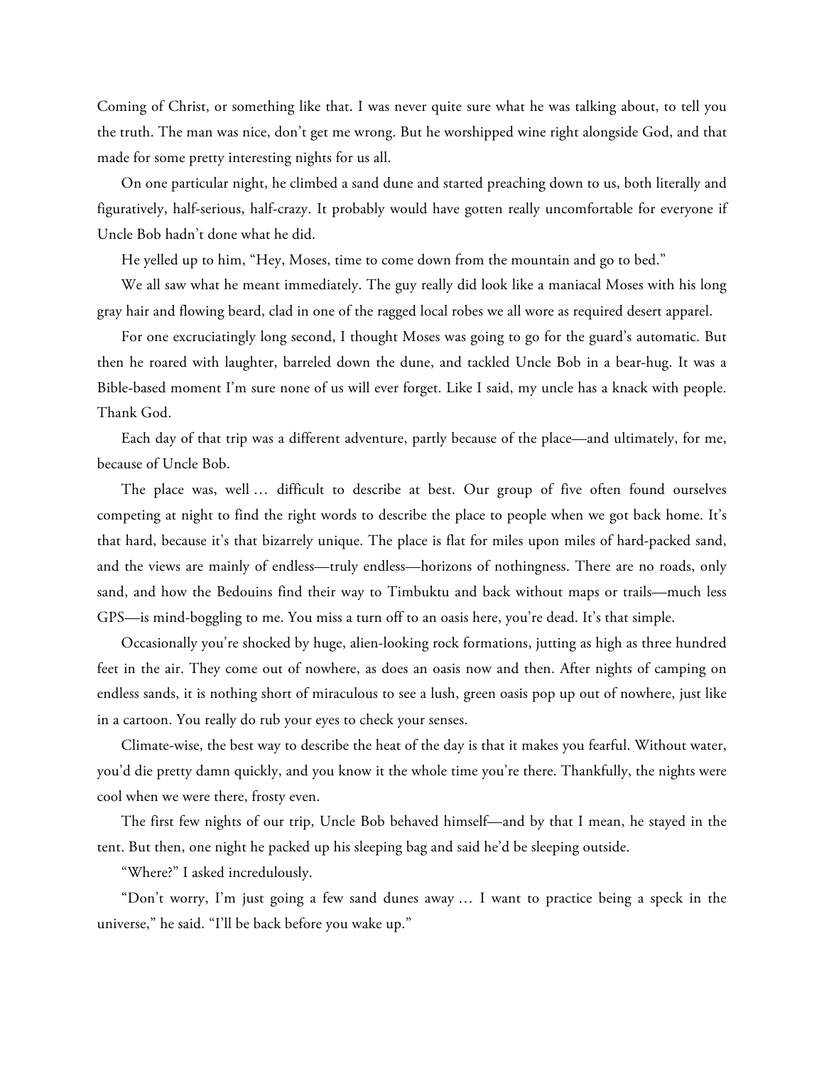Coming of Christ, or something like that. I was never quite sure what he was talking about, to tell you the truth. The man was nice, don't get me wrong. But he worshipped wine right alongside God, and that made for some pretty interesting nights for us all.

On one particular night, he climbed a sand dune and started preaching down to us, both literally and figuratively, half-serious, half-crazy. It probably would have gotten really uncomfortable for everyone if Uncle Bob hadn't done what he did.

He yelled up to him, "Hey, Moses, time to come down from the mountain and go to bed."

We all saw what he meant immediately. The guy really did look like a maniacal Moses with his long gray hair and flowing beard, clad in one of the ragged local robes we all wore as required desert apparel.

For one excruciatingly long second, I thought Moses was going to go for the guard's automatic. But then he roared with laughter, barreled down the dune, and tackled Uncle Bob in a bear-hug. It was a Bible-based moment I'm sure none of us will ever forget. Like I said, my uncle has a knack with people. Thank God.

Each day of that trip was a different adventure, partly because of the place—and ultimately, for me, because of Uncle Bob.

The place was, well … difficult to describe at best. Our group of five often found ourselves competing at night to find the right words to describe the place to people when we got back home. It's that hard, because it's that bizarrely unique. The place is flat for miles upon miles of hard-packed sand, and the views are mainly of endless—truly endless—horizons of nothingness. There are no roads, only sand, and how the Bedouins find their way to Timbuktu and back without maps or trails—much less GPS—is mind-boggling to me. You miss a turn off to an oasis here, you're dead. It's that simple.

Occasionally you're shocked by huge, alien-looking rock formations, jutting as high as three hundred feet in the air. They come out of nowhere, as does an oasis now and then. After nights of camping on endless sands, it is nothing short of miraculous to see a lush, green oasis pop up out of nowhere, just like in a cartoon. You really do rub your eyes to check your senses.

Climate-wise, the best way to describe the heat of the day is that it makes you fearful. Without water, you'd die pretty damn quickly, and you know it the whole time you're there. Thankfully, the nights were cool when we were there, frosty even.

The first few nights of our trip, Uncle Bob behaved himself—and by that I mean, he stayed in the tent. But then, one night he packed up his sleeping bag and said he'd be sleeping outside.

"Where?" I asked incredulously.

"Don't worry, I'm just going a few sand dunes away … I want to practice being a speck in the universe," he said. "I'll be back before you wake up."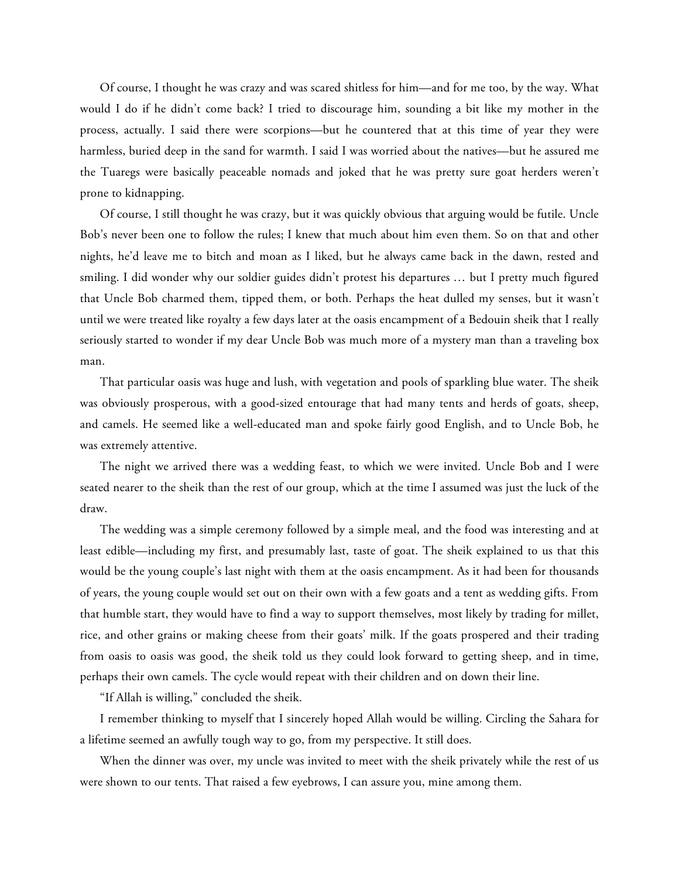Of course, I thought he was crazy and was scared shitless for him—and for me too, by the way. What would I do if he didn't come back? I tried to discourage him, sounding a bit like my mother in the process, actually. I said there were scorpions—but he countered that at this time of year they were harmless, buried deep in the sand for warmth. I said I was worried about the natives—but he assured me the Tuaregs were basically peaceable nomads and joked that he was pretty sure goat herders weren't prone to kidnapping.

Of course, I still thought he was crazy, but it was quickly obvious that arguing would be futile. Uncle Bob's never been one to follow the rules; I knew that much about him even them. So on that and other nights, he'd leave me to bitch and moan as I liked, but he always came back in the dawn, rested and smiling. I did wonder why our soldier guides didn't protest his departures … but I pretty much figured that Uncle Bob charmed them, tipped them, or both. Perhaps the heat dulled my senses, but it wasn't until we were treated like royalty a few days later at the oasis encampment of a Bedouin sheik that I really seriously started to wonder if my dear Uncle Bob was much more of a mystery man than a traveling box man.

That particular oasis was huge and lush, with vegetation and pools of sparkling blue water. The sheik was obviously prosperous, with a good-sized entourage that had many tents and herds of goats, sheep, and camels. He seemed like a well-educated man and spoke fairly good English, and to Uncle Bob, he was extremely attentive.

The night we arrived there was a wedding feast, to which we were invited. Uncle Bob and I were seated nearer to the sheik than the rest of our group, which at the time I assumed was just the luck of the draw.

The wedding was a simple ceremony followed by a simple meal, and the food was interesting and at least edible—including my first, and presumably last, taste of goat. The sheik explained to us that this would be the young couple's last night with them at the oasis encampment. As it had been for thousands of years, the young couple would set out on their own with a few goats and a tent as wedding gifts. From that humble start, they would have to find a way to support themselves, most likely by trading for millet, rice, and other grains or making cheese from their goats' milk. If the goats prospered and their trading from oasis to oasis was good, the sheik told us they could look forward to getting sheep, and in time, perhaps their own camels. The cycle would repeat with their children and on down their line.

"If Allah is willing," concluded the sheik.

I remember thinking to myself that I sincerely hoped Allah would be willing. Circling the Sahara for a lifetime seemed an awfully tough way to go, from my perspective. It still does.

When the dinner was over, my uncle was invited to meet with the sheik privately while the rest of us were shown to our tents. That raised a few eyebrows, I can assure you, mine among them.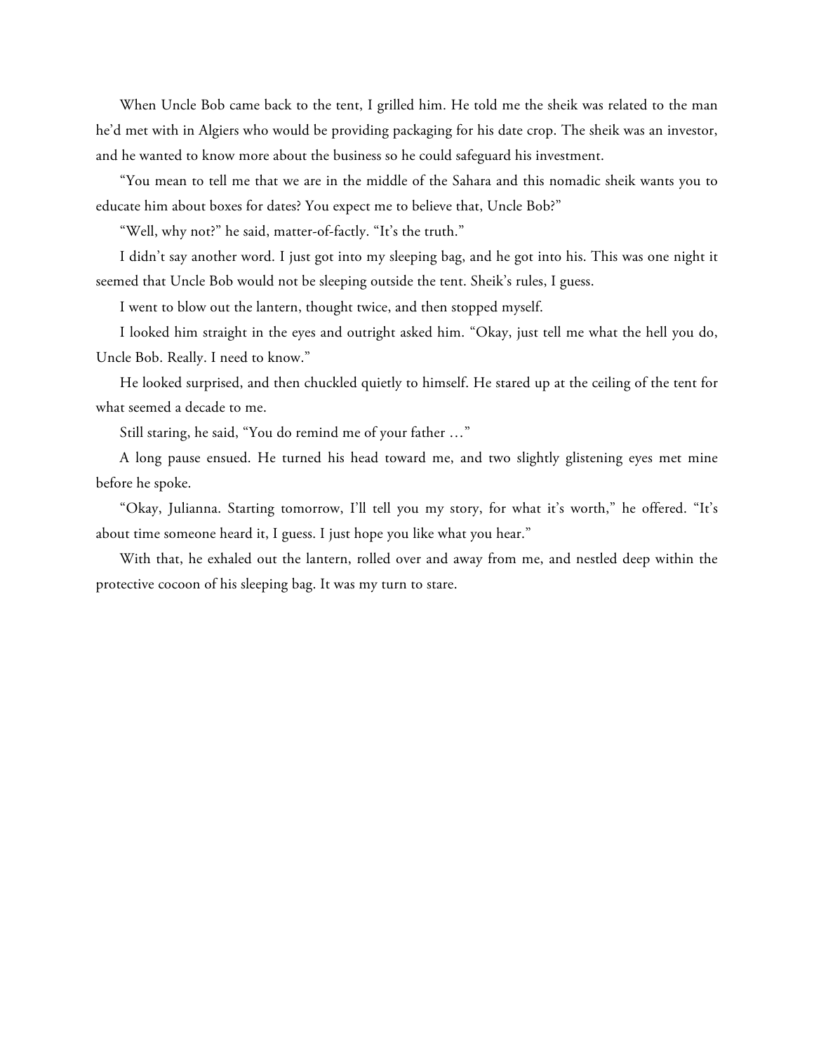When Uncle Bob came back to the tent, I grilled him. He told me the sheik was related to the man he'd met with in Algiers who would be providing packaging for his date crop. The sheik was an investor, and he wanted to know more about the business so he could safeguard his investment.

"You mean to tell me that we are in the middle of the Sahara and this nomadic sheik wants you to educate him about boxes for dates? You expect me to believe that, Uncle Bob?"

"Well, why not?" he said, matter-of-factly. "It's the truth."

I didn't say another word. I just got into my sleeping bag, and he got into his. This was one night it seemed that Uncle Bob would not be sleeping outside the tent. Sheik's rules, I guess.

I went to blow out the lantern, thought twice, and then stopped myself.

I looked him straight in the eyes and outright asked him. "Okay, just tell me what the hell you do, Uncle Bob. Really. I need to know."

He looked surprised, and then chuckled quietly to himself. He stared up at the ceiling of the tent for what seemed a decade to me.

Still staring, he said, "You do remind me of your father …"

A long pause ensued. He turned his head toward me, and two slightly glistening eyes met mine before he spoke.

"Okay, Julianna. Starting tomorrow, I'll tell you my story, for what it's worth," he offered. "It's about time someone heard it, I guess. I just hope you like what you hear."

With that, he exhaled out the lantern, rolled over and away from me, and nestled deep within the protective cocoon of his sleeping bag. It was my turn to stare.